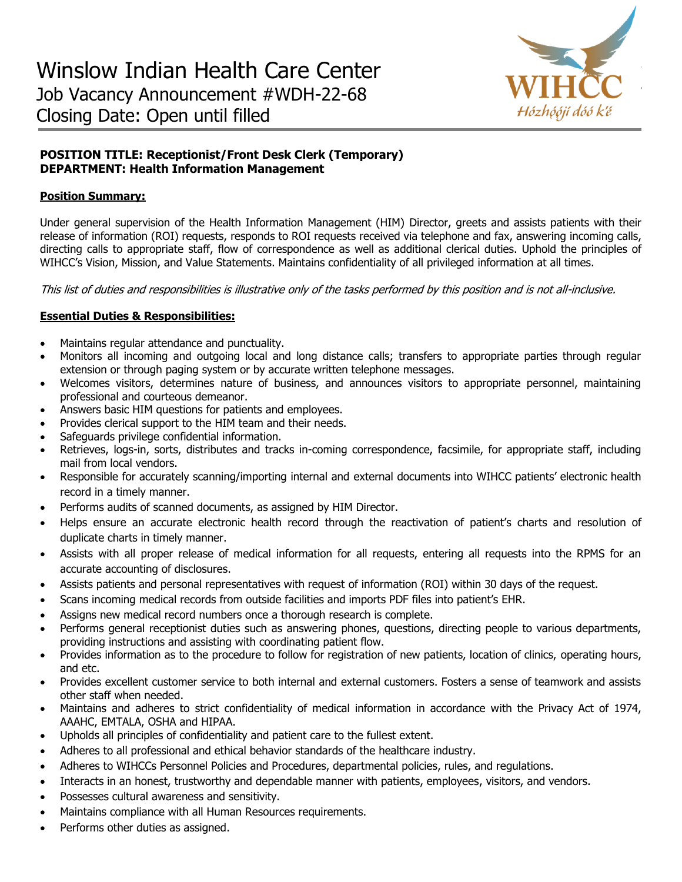# Winslow Indian Health Care Center

Job Vacancy Announcement #WDH-22-68

Closing Date: Open until filled

WIHCC
*Hózhóójí dóó k'é*

**POSITION TITLE: Receptionist/Front Desk Clerk (Temporary)**
**DEPARTMENT: Health Information Management**

## **Position Summary:**

Under general supervision of the Health Information Management (HIM) Director, greets and assists patients with their release of information (ROI) requests, responds to ROI requests received via telephone and fax, answering incoming calls, directing calls to appropriate staff, flow of correspondence as well as additional clerical duties. Uphold the principles of WIHCC's Vision, Mission, and Value Statements. Maintains confidentiality of all privileged information at all times.

*This list of duties and responsibilities is illustrative only of the tasks performed by this position and is not all-inclusive.*

## **Essential Duties & Responsibilities:**

- Maintains regular attendance and punctuality.
- Monitors all incoming and outgoing local and long distance calls; transfers to appropriate parties through regular extension or through paging system or by accurate written telephone messages.
- Welcomes visitors, determines nature of business, and announces visitors to appropriate personnel, maintaining professional and courteous demeanor.
- Answers basic HIM questions for patients and employees.
- Provides clerical support to the HIM team and their needs.
- Safeguards privilege confidential information.
- Retrieves, logs-in, sorts, distributes and tracks in-coming correspondence, facsimile, for appropriate staff, including mail from local vendors.
- Responsible for accurately scanning/importing internal and external documents into WIHCC patients' electronic health record in a timely manner.
- Performs audits of scanned documents, as assigned by HIM Director.
- Helps ensure an accurate electronic health record through the reactivation of patient's charts and resolution of duplicate charts in timely manner.
- Assists with all proper release of medical information for all requests, entering all requests into the RPMS for an accurate accounting of disclosures.
- Assists patients and personal representatives with request of information (ROI) within 30 days of the request.
- Scans incoming medical records from outside facilities and imports PDF files into patient's EHR.
- Assigns new medical record numbers once a thorough research is complete.
- Performs general receptionist duties such as answering phones, questions, directing people to various departments, providing instructions and assisting with coordinating patient flow.
- Provides information as to the procedure to follow for registration of new patients, location of clinics, operating hours, and etc.
- Provides excellent customer service to both internal and external customers. Fosters a sense of teamwork and assists other staff when needed.
- Maintains and adheres to strict confidentiality of medical information in accordance with the Privacy Act of 1974, AAAHC, EMTALA, OSHA and HIPAA.
- Upholds all principles of confidentiality and patient care to the fullest extent.
- Adheres to all professional and ethical behavior standards of the healthcare industry.
- Adheres to WIHCCs Personnel Policies and Procedures, departmental policies, rules, and regulations.
- Interacts in an honest, trustworthy and dependable manner with patients, employees, visitors, and vendors.
- Possesses cultural awareness and sensitivity.
- Maintains compliance with all Human Resources requirements.
- Performs other duties as assigned.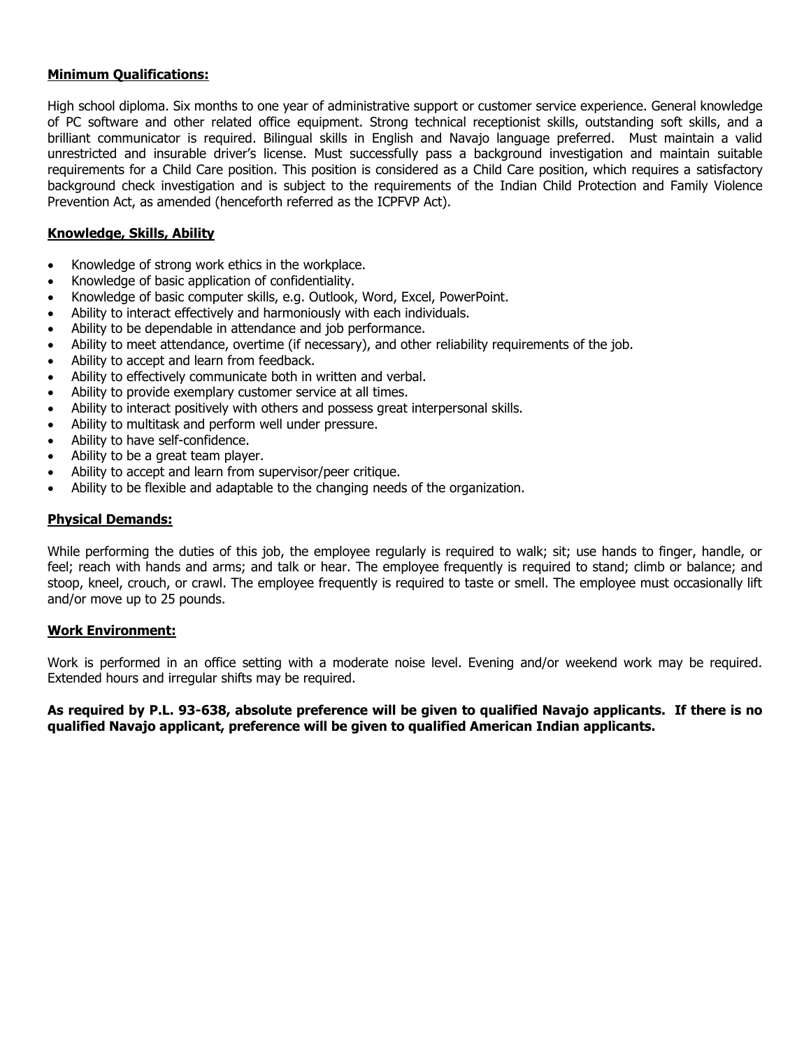**Minimum Qualifications:**

High school diploma. Six months to one year of administrative support or customer service experience. General knowledge of PC software and other related office equipment. Strong technical receptionist skills, outstanding soft skills, and a brilliant communicator is required. Bilingual skills in English and Navajo language preferred. Must maintain a valid unrestricted and insurable driver's license. Must successfully pass a background investigation and maintain suitable requirements for a Child Care position. This position is considered as a Child Care position, which requires a satisfactory background check investigation and is subject to the requirements of the Indian Child Protection and Family Violence Prevention Act, as amended (henceforth referred as the ICPFVP Act).

**Knowledge, Skills, Ability**

- Knowledge of strong work ethics in the workplace.
- Knowledge of basic application of confidentiality.
- Knowledge of basic computer skills, e.g. Outlook, Word, Excel, PowerPoint.
- Ability to interact effectively and harmoniously with each individuals.
- Ability to be dependable in attendance and job performance.
- Ability to meet attendance, overtime (if necessary), and other reliability requirements of the job.
- Ability to accept and learn from feedback.
- Ability to effectively communicate both in written and verbal.
- Ability to provide exemplary customer service at all times.
- Ability to interact positively with others and possess great interpersonal skills.
- Ability to multitask and perform well under pressure.
- Ability to have self-confidence.
- Ability to be a great team player.
- Ability to accept and learn from supervisor/peer critique.
- Ability to be flexible and adaptable to the changing needs of the organization.

**Physical Demands:**

While performing the duties of this job, the employee regularly is required to walk; sit; use hands to finger, handle, or feel; reach with hands and arms; and talk or hear. The employee frequently is required to stand; climb or balance; and stoop, kneel, crouch, or crawl. The employee frequently is required to taste or smell. The employee must occasionally lift and/or move up to 25 pounds.

**Work Environment:**

Work is performed in an office setting with a moderate noise level. Evening and/or weekend work may be required. Extended hours and irregular shifts may be required.

**As required by P.L. 93-638, absolute preference will be given to qualified Navajo applicants. If there is no qualified Navajo applicant, preference will be given to qualified American Indian applicants.**